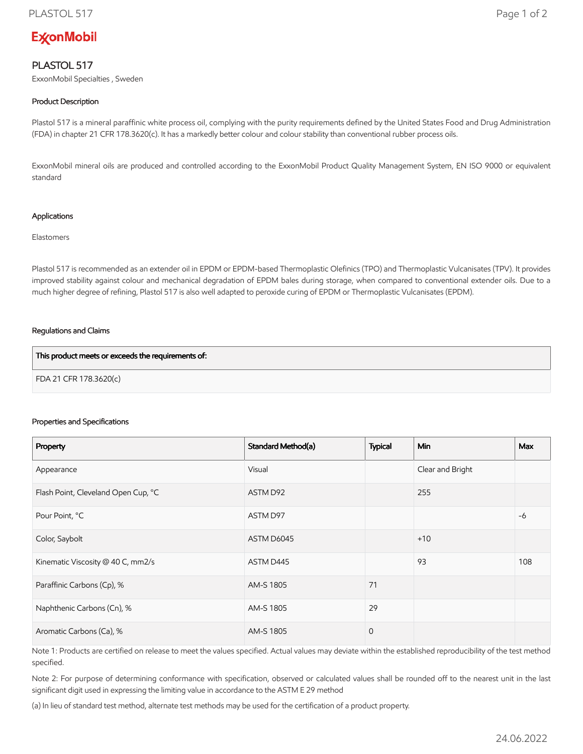ExxonMobil

# PLASTOL 517

ExxonMobil Specialties , Sweden

### Product Description

Plastol 517 is a mineral paraffinic white process oil, complying with the purity requirements defined by the United States Food and Drug Administration (FDA) in chapter 21 CFR 178.3620(c). It has a markedly better colour and colour stability than conventional rubber process oils.

ExxonMobil mineral oils are produced and controlled according to the ExxonMobil Product Quality Management System, EN ISO 9000 or equivalent standard

### Applications

Elastomers

Plastol 517 is recommended as an extender oil in EPDM or EPDM-based Thermoplastic Olefinics (TPO) and Thermoplastic Vulcanisates (TPV). It provides improved stability against colour and mechanical degradation of EPDM bales during storage, when compared to conventional extender oils. Due to a much higher degree of refining, Plastol 517 is also well adapted to peroxide curing of EPDM or Thermoplastic Vulcanisates (EPDM).

### Regulations and Claims

| This product meets or exceeds the requirements of: |
|---|
| FDA 21 CFR 178.3620(c) |

### Properties and Specifications

| Property | Standard Method(a) | Typical | Min | Max |
|---|---|---|---|---|
| Appearance | Visual | | Clear and Bright | |
| Flash Point, Cleveland Open Cup, °C | ASTM D92 | | 255 | |
| Pour Point, °C | ASTM D97 | | | -6 |
| Color, Saybolt | ASTM D6045 | | +10 | |
| Kinematic Viscosity @ 40 C, mm2/s | ASTM D445 | | 93 | 108 |
| Paraffinic Carbons (Cp), % | AM-S 1805 | 71 | | |
| Naphthenic Carbons (Cn), % | AM-S 1805 | 29 | | |
| Aromatic Carbons (Ca), % | AM-S 1805 | 0 | | |

Note 1: Products are certified on release to meet the values specified. Actual values may deviate within the established reproducibility of the test method specified.

Note 2: For purpose of determining conformance with specification, observed or calculated values shall be rounded off to the nearest unit in the last significant digit used in expressing the limiting value in accordance to the ASTM E 29 method

(a) In lieu of standard test method, alternate test methods may be used for the certification of a product property.

24.06.2022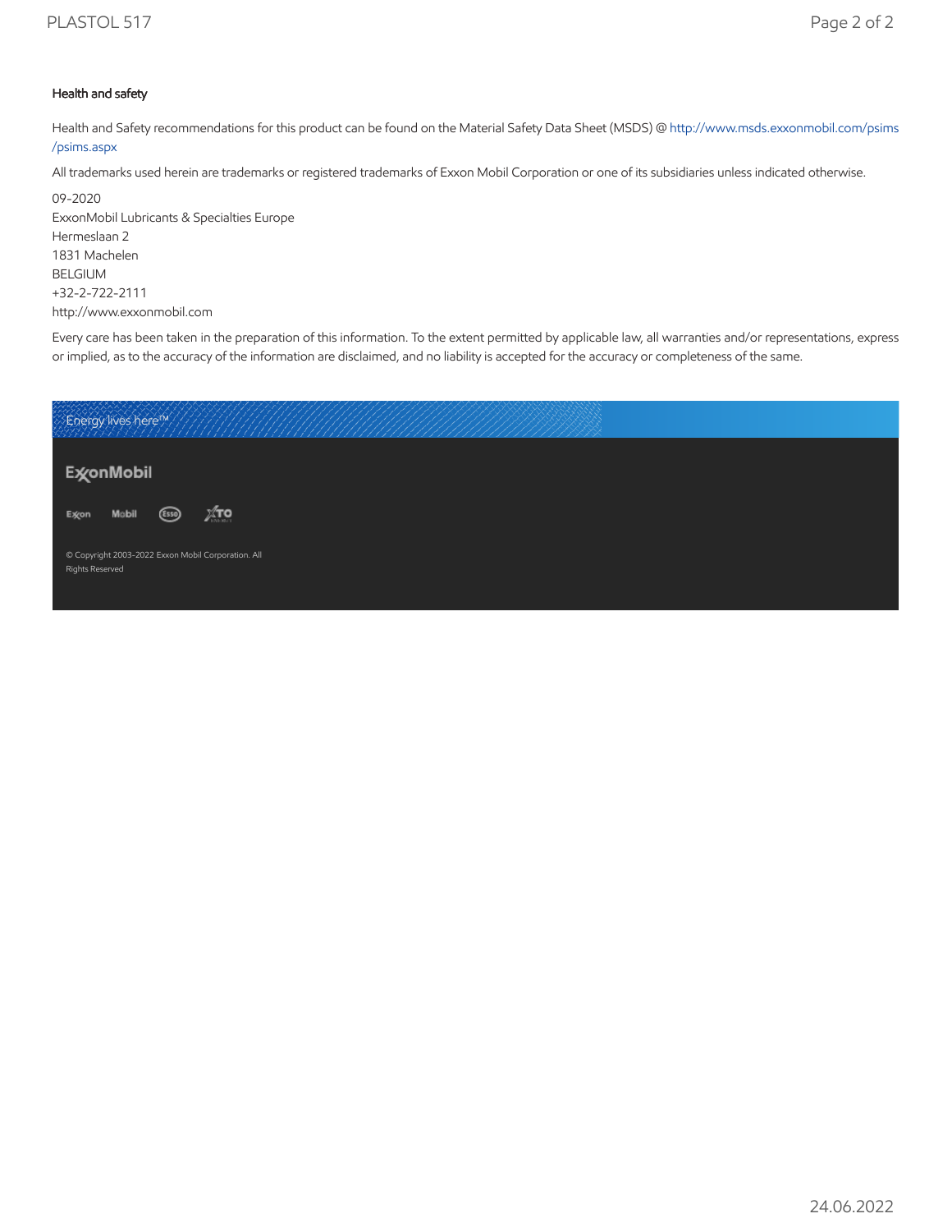### Health and safety

Health and Safety recommendations for this product can be found on the Material Safety Data Sheet (MSDS) @ http://www.msds.exxonmobil.com/psims/psims.aspx

All trademarks used herein are trademarks or registered trademarks of Exxon Mobil Corporation or one of its subsidiaries unless indicated otherwise.

09-2020
ExxonMobil Lubricants & Specialties Europe
Hermeslaan 2
1831 Machelen
BELGIUM
+32-2-722-2111
http://www.exxonmobil.com

Every care has been taken in the preparation of this information. To the extent permitted by applicable law, all warranties and/or representations, express or implied, as to the accuracy of the information are disclaimed, and no liability is accepted for the accuracy or completeness of the same.

Energy lives here™

ExxonMobil

Exxon Mobil Esso XTO

© Copyright 2003-2022 Exxon Mobil Corporation. All Rights Reserved